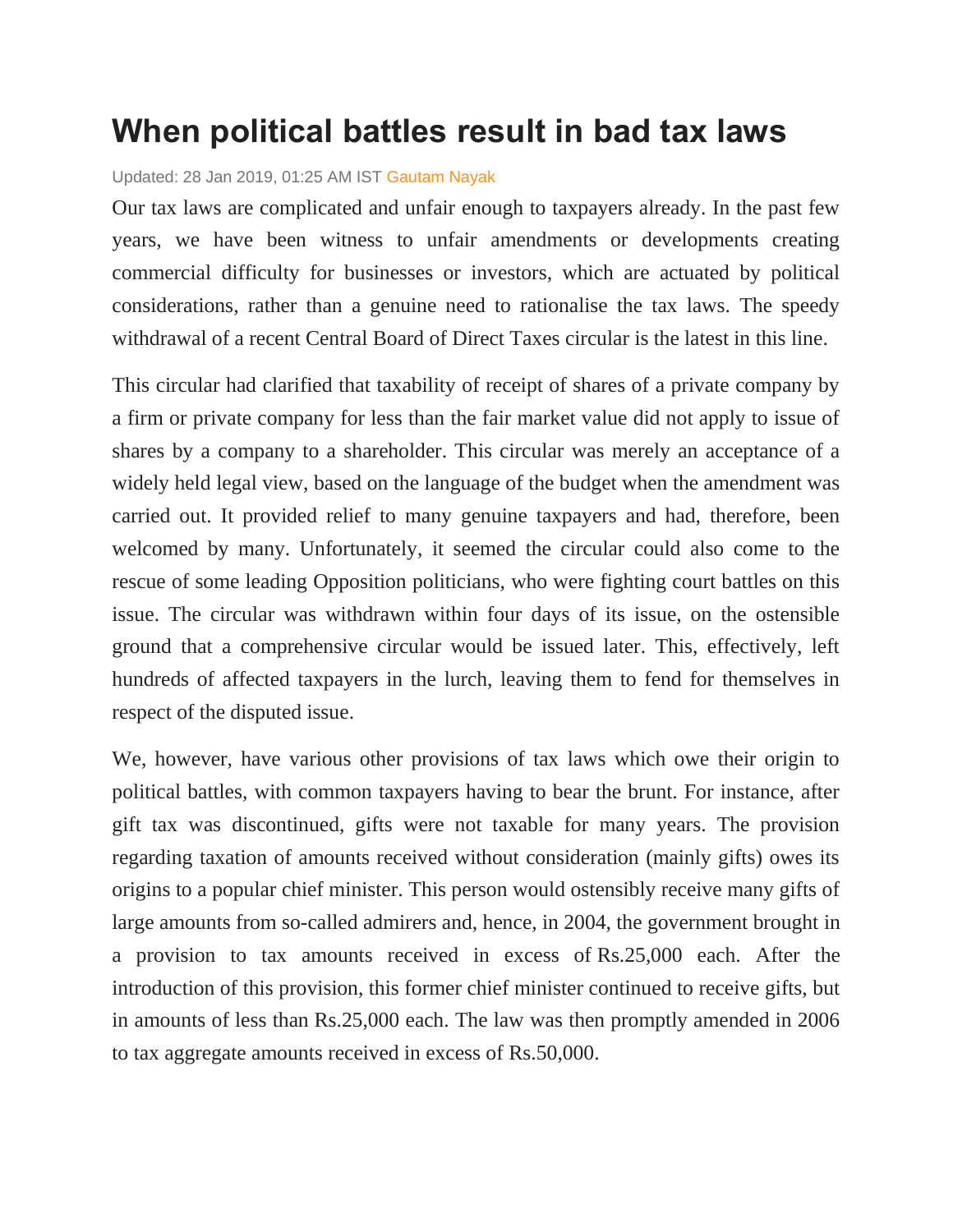# When political battles result in bad tax laws

Updated: 28 Jan 2019, 01:25 AM IST Gautam Nayak

Our tax laws are complicated and unfair enough to taxpayers already. In the past few years, we have been witness to unfair amendments or developments creating commercial difficulty for businesses or investors, which are actuated by political considerations, rather than a genuine need to rationalise the tax laws. The speedy withdrawal of a recent Central Board of Direct Taxes circular is the latest in this line.

This circular had clarified that taxability of receipt of shares of a private company by a firm or private company for less than the fair market value did not apply to issue of shares by a company to a shareholder. This circular was merely an acceptance of a widely held legal view, based on the language of the budget when the amendment was carried out. It provided relief to many genuine taxpayers and had, therefore, been welcomed by many. Unfortunately, it seemed the circular could also come to the rescue of some leading Opposition politicians, who were fighting court battles on this issue. The circular was withdrawn within four days of its issue, on the ostensible ground that a comprehensive circular would be issued later. This, effectively, left hundreds of affected taxpayers in the lurch, leaving them to fend for themselves in respect of the disputed issue.

We, however, have various other provisions of tax laws which owe their origin to political battles, with common taxpayers having to bear the brunt. For instance, after gift tax was discontinued, gifts were not taxable for many years. The provision regarding taxation of amounts received without consideration (mainly gifts) owes its origins to a popular chief minister. This person would ostensibly receive many gifts of large amounts from so-called admirers and, hence, in 2004, the government brought in a provision to tax amounts received in excess of Rs.25,000 each. After the introduction of this provision, this former chief minister continued to receive gifts, but in amounts of less than Rs.25,000 each. The law was then promptly amended in 2006 to tax aggregate amounts received in excess of Rs.50,000.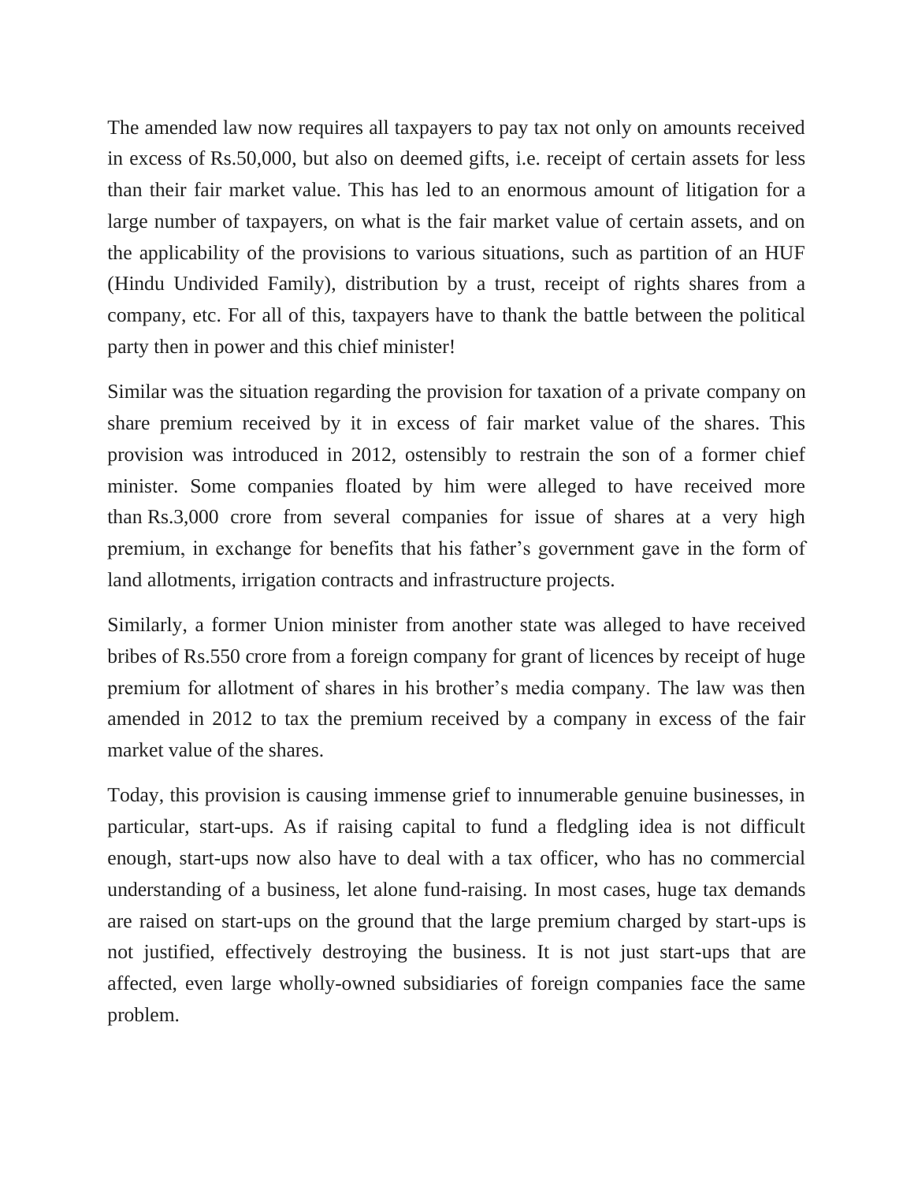The amended law now requires all taxpayers to pay tax not only on amounts received in excess of Rs.50,000, but also on deemed gifts, i.e. receipt of certain assets for less than their fair market value. This has led to an enormous amount of litigation for a large number of taxpayers, on what is the fair market value of certain assets, and on the applicability of the provisions to various situations, such as partition of an HUF (Hindu Undivided Family), distribution by a trust, receipt of rights shares from a company, etc. For all of this, taxpayers have to thank the battle between the political party then in power and this chief minister!

Similar was the situation regarding the provision for taxation of a private company on share premium received by it in excess of fair market value of the shares. This provision was introduced in 2012, ostensibly to restrain the son of a former chief minister. Some companies floated by him were alleged to have received more than Rs.3,000 crore from several companies for issue of shares at a very high premium, in exchange for benefits that his father's government gave in the form of land allotments, irrigation contracts and infrastructure projects.

Similarly, a former Union minister from another state was alleged to have received bribes of Rs.550 crore from a foreign company for grant of licences by receipt of huge premium for allotment of shares in his brother's media company. The law was then amended in 2012 to tax the premium received by a company in excess of the fair market value of the shares.

Today, this provision is causing immense grief to innumerable genuine businesses, in particular, start-ups. As if raising capital to fund a fledgling idea is not difficult enough, start-ups now also have to deal with a tax officer, who has no commercial understanding of a business, let alone fund-raising. In most cases, huge tax demands are raised on start-ups on the ground that the large premium charged by start-ups is not justified, effectively destroying the business. It is not just start-ups that are affected, even large wholly-owned subsidiaries of foreign companies face the same problem.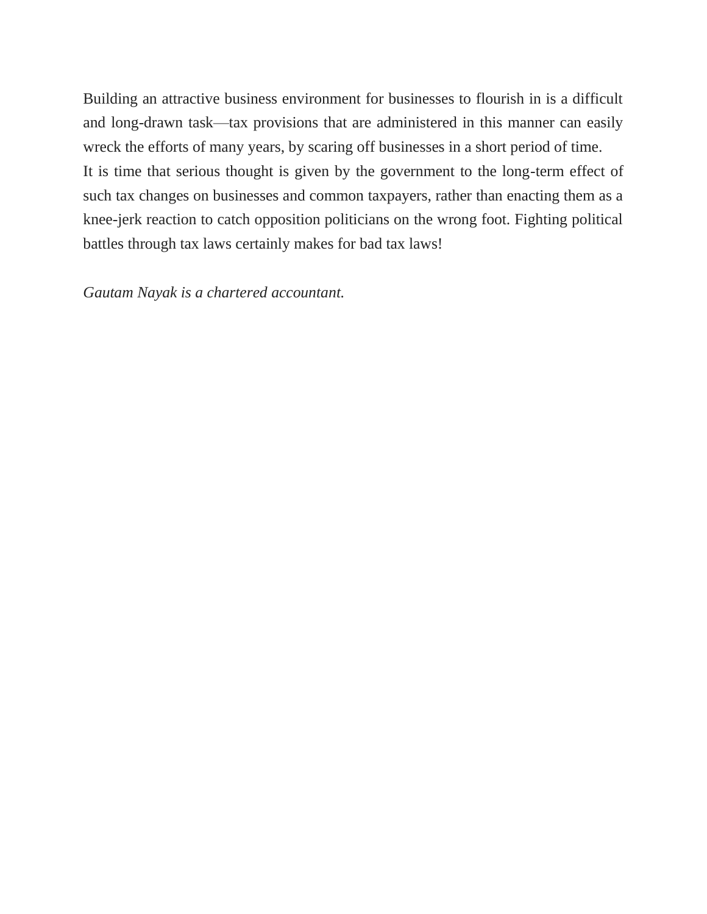Building an attractive business environment for businesses to flourish in is a difficult and long-drawn task—tax provisions that are administered in this manner can easily wreck the efforts of many years, by scaring off businesses in a short period of time.

It is time that serious thought is given by the government to the long-term effect of such tax changes on businesses and common taxpayers, rather than enacting them as a knee-jerk reaction to catch opposition politicians on the wrong foot. Fighting political battles through tax laws certainly makes for bad tax laws!

*Gautam Nayak is a chartered accountant.*